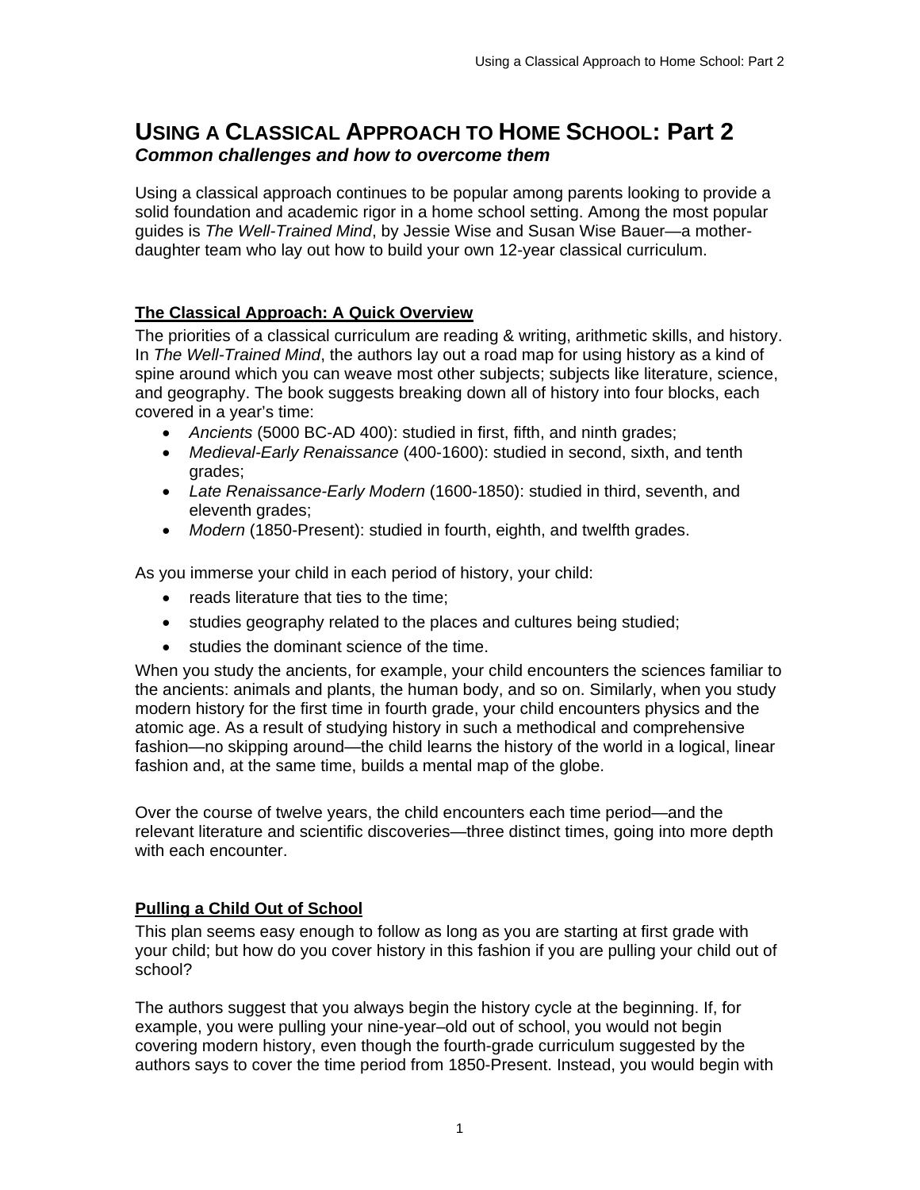# USING A CLASSICAL APPROACH TO HOME SCHOOL: Part 2

***Common challenges and how to overcome them***

Using a classical approach continues to be popular among parents looking to provide a solid foundation and academic rigor in a home school setting. Among the most popular guides is *The Well-Trained Mind*, by Jessie Wise and Susan Wise Bauer—a mother-daughter team who lay out how to build your own 12-year classical curriculum.

## The Classical Approach: A Quick Overview

The priorities of a classical curriculum are reading & writing, arithmetic skills, and history. In *The Well-Trained Mind*, the authors lay out a road map for using history as a kind of spine around which you can weave most other subjects; subjects like literature, science, and geography. The book suggests breaking down all of history into four blocks, each covered in a year's time:

- *Ancients* (5000 BC-AD 400): studied in first, fifth, and ninth grades;
- *Medieval-Early Renaissance* (400-1600): studied in second, sixth, and tenth grades;
- *Late Renaissance-Early Modern* (1600-1850): studied in third, seventh, and eleventh grades;
- *Modern* (1850-Present): studied in fourth, eighth, and twelfth grades.

As you immerse your child in each period of history, your child:

- reads literature that ties to the time;
- studies geography related to the places and cultures being studied;
- studies the dominant science of the time.

When you study the ancients, for example, your child encounters the sciences familiar to the ancients: animals and plants, the human body, and so on. Similarly, when you study modern history for the first time in fourth grade, your child encounters physics and the atomic age. As a result of studying history in such a methodical and comprehensive fashion—no skipping around—the child learns the history of the world in a logical, linear fashion and, at the same time, builds a mental map of the globe.

Over the course of twelve years, the child encounters each time period—and the relevant literature and scientific discoveries—three distinct times, going into more depth with each encounter.

## Pulling a Child Out of School

This plan seems easy enough to follow as long as you are starting at first grade with your child; but how do you cover history in this fashion if you are pulling your child out of school?

The authors suggest that you always begin the history cycle at the beginning. If, for example, you were pulling your nine-year–old out of school, you would not begin covering modern history, even though the fourth-grade curriculum suggested by the authors says to cover the time period from 1850-Present. Instead, you would begin with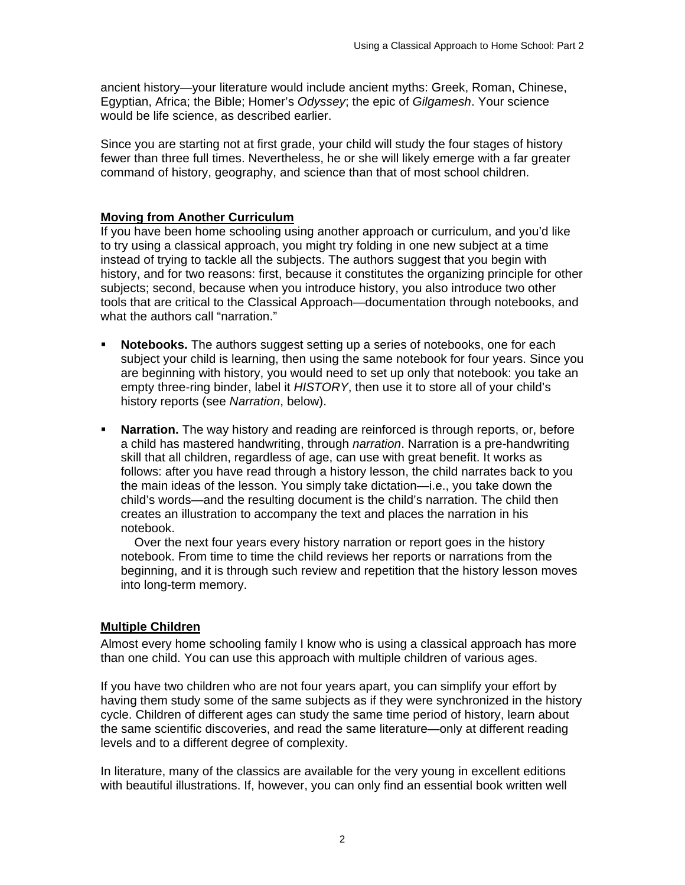ancient history—your literature would include ancient myths: Greek, Roman, Chinese, Egyptian, Africa; the Bible; Homer's *Odyssey*; the epic of *Gilgamesh*. Your science would be life science, as described earlier.

Since you are starting not at first grade, your child will study the four stages of history fewer than three full times. Nevertheless, he or she will likely emerge with a far greater command of history, geography, and science than that of most school children.

## Moving from Another Curriculum

If you have been home schooling using another approach or curriculum, and you'd like to try using a classical approach, you might try folding in one new subject at a time instead of trying to tackle all the subjects. The authors suggest that you begin with history, and for two reasons: first, because it constitutes the organizing principle for other subjects; second, because when you introduce history, you also introduce two other tools that are critical to the Classical Approach—documentation through notebooks, and what the authors call "narration."

- **Notebooks.** The authors suggest setting up a series of notebooks, one for each subject your child is learning, then using the same notebook for four years. Since you are beginning with history, you would need to set up only that notebook: you take an empty three-ring binder, label it *HISTORY*, then use it to store all of your child's history reports (see *Narration*, below).

- **Narration.** The way history and reading are reinforced is through reports, or, before a child has mastered handwriting, through *narration*. Narration is a pre-handwriting skill that all children, regardless of age, can use with great benefit. It works as follows: after you have read through a history lesson, the child narrates back to you the main ideas of the lesson. You simply take dictation—i.e., you take down the child's words—and the resulting document is the child's narration. The child then creates an illustration to accompany the text and places the narration in his notebook.

  Over the next four years every history narration or report goes in the history notebook. From time to time the child reviews her reports or narrations from the beginning, and it is through such review and repetition that the history lesson moves into long-term memory.

## Multiple Children

Almost every home schooling family I know who is using a classical approach has more than one child. You can use this approach with multiple children of various ages.

If you have two children who are not four years apart, you can simplify your effort by having them study some of the same subjects as if they were synchronized in the history cycle. Children of different ages can study the same time period of history, learn about the same scientific discoveries, and read the same literature—only at different reading levels and to a different degree of complexity.

In literature, many of the classics are available for the very young in excellent editions with beautiful illustrations. If, however, you can only find an essential book written well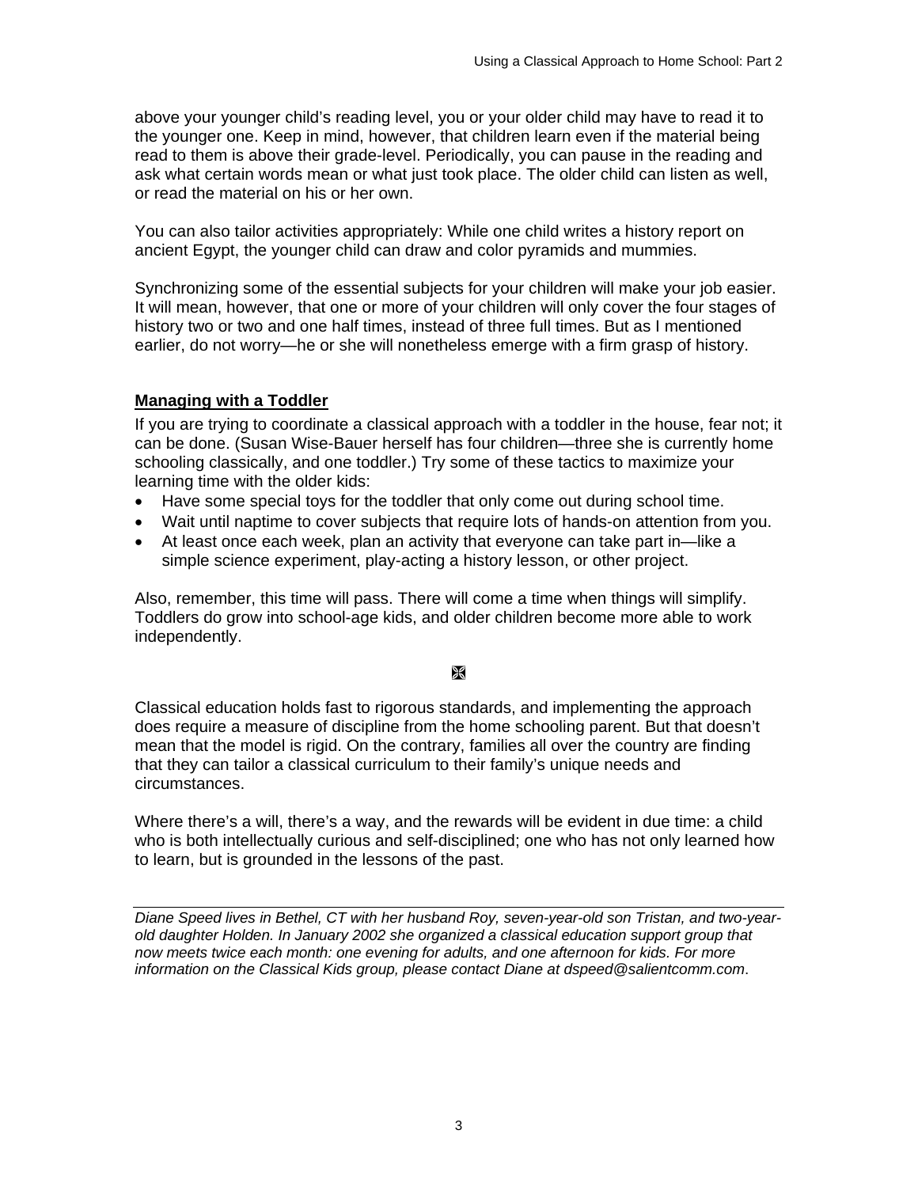above your younger child's reading level, you or your older child may have to read it to the younger one. Keep in mind, however, that children learn even if the material being read to them is above their grade-level. Periodically, you can pause in the reading and ask what certain words mean or what just took place. The older child can listen as well, or read the material on his or her own.

You can also tailor activities appropriately: While one child writes a history report on ancient Egypt, the younger child can draw and color pyramids and mummies.

Synchronizing some of the essential subjects for your children will make your job easier. It will mean, however, that one or more of your children will only cover the four stages of history two or two and one half times, instead of three full times. But as I mentioned earlier, do not worry—he or she will nonetheless emerge with a firm grasp of history.

**Managing with a Toddler**

If you are trying to coordinate a classical approach with a toddler in the house, fear not; it can be done. (Susan Wise-Bauer herself has four children—three she is currently home schooling classically, and one toddler.) Try some of these tactics to maximize your learning time with the older kids:

- Have some special toys for the toddler that only come out during school time.
- Wait until naptime to cover subjects that require lots of hands-on attention from you.
- At least once each week, plan an activity that everyone can take part in—like a simple science experiment, play-acting a history lesson, or other project.

Also, remember, this time will pass. There will come a time when things will simplify. Toddlers do grow into school-age kids, and older children become more able to work independently.

✠

Classical education holds fast to rigorous standards, and implementing the approach does require a measure of discipline from the home schooling parent. But that doesn't mean that the model is rigid. On the contrary, families all over the country are finding that they can tailor a classical curriculum to their family's unique needs and circumstances.

Where there's a will, there's a way, and the rewards will be evident in due time: a child who is both intellectually curious and self-disciplined; one who has not only learned how to learn, but is grounded in the lessons of the past.

---

*Diane Speed lives in Bethel, CT with her husband Roy, seven-year-old son Tristan, and two-year-old daughter Holden. In January 2002 she organized a classical education support group that now meets twice each month: one evening for adults, and one afternoon for kids. For more information on the Classical Kids group, please contact Diane at dspeed@salientcomm.com*.